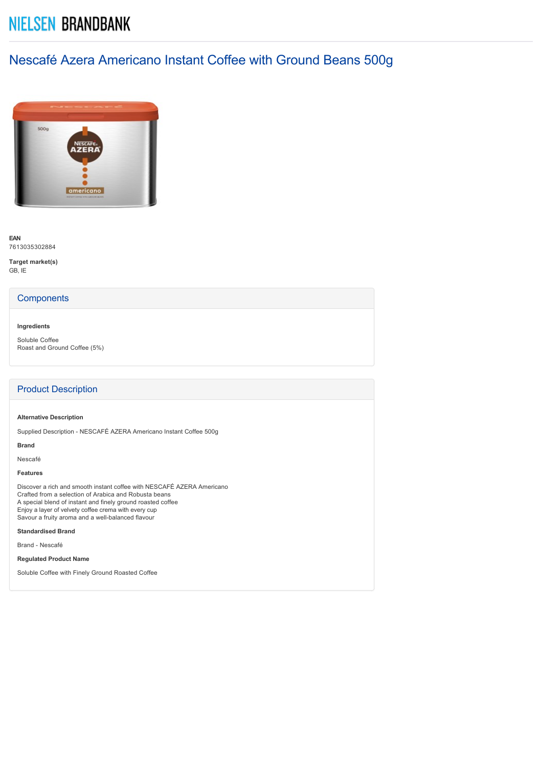# NIELSEN BRANDBANK

## Nescafé Azera Americano Instant Coffee with Ground Beans 500g

**EAN**
7613035302884

**Target market(s)**
GB, IE

## Components

**Ingredients**

Soluble Coffee
Roast and Ground Coffee (5%)

## Product Description

**Alternative Description**

Supplied Description - NESCAFÉ AZERA Americano Instant Coffee 500g

**Brand**

Nescafé

**Features**

Discover a rich and smooth instant coffee with NESCAFÉ AZERA Americano
Crafted from a selection of Arabica and Robusta beans
A special blend of instant and finely ground roasted coffee
Enjoy a layer of velvety coffee crema with every cup
Savour a fruity aroma and a well-balanced flavour

**Standardised Brand**

Brand - Nescafé

**Regulated Product Name**

Soluble Coffee with Finely Ground Roasted Coffee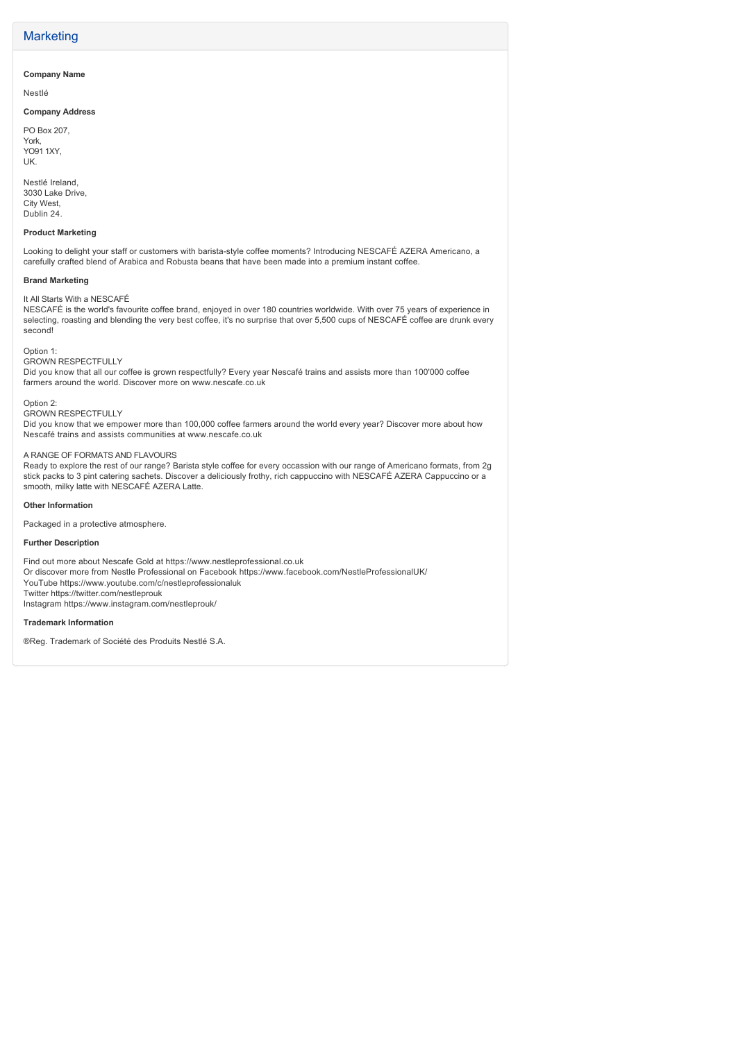## Marketing

**Company Name**

Nestlé

**Company Address**

PO Box 207,
York,
YO91 1XY,
UK.

Nestlé Ireland,
3030 Lake Drive,
City West,
Dublin 24.

**Product Marketing**

Looking to delight your staff or customers with barista-style coffee moments? Introducing NESCAFÉ AZERA Americano, a carefully crafted blend of Arabica and Robusta beans that have been made into a premium instant coffee.

**Brand Marketing**

It All Starts With a NESCAFÉ
NESCAFÉ is the world's favourite coffee brand, enjoyed in over 180 countries worldwide. With over 75 years of experience in selecting, roasting and blending the very best coffee, it's no surprise that over 5,500 cups of NESCAFÉ coffee are drunk every second!

Option 1:
GROWN RESPECTFULLY
Did you know that all our coffee is grown respectfully? Every year Nescafé trains and assists more than 100'000 coffee farmers around the world. Discover more on www.nescafe.co.uk

Option 2:
GROWN RESPECTFULLY
Did you know that we empower more than 100,000 coffee farmers around the world every year? Discover more about how Nescafé trains and assists communities at www.nescafe.co.uk

A RANGE OF FORMATS AND FLAVOURS
Ready to explore the rest of our range? Barista style coffee for every occassion with our range of Americano formats, from 2g stick packs to 3 pint catering sachets. Discover a deliciously frothy, rich cappuccino with NESCAFÉ AZERA Cappuccino or a smooth, milky latte with NESCAFÉ AZERA Latte.

**Other Information**

Packaged in a protective atmosphere.

**Further Description**

Find out more about Nescafe Gold at https://www.nestleprofessional.co.uk
Or discover more from Nestle Professional on Facebook https://www.facebook.com/NestleProfessionalUK/
YouTube https://www.youtube.com/c/nestleprofessionaluk
Twitter https://twitter.com/nestleprouk
Instagram https://www.instagram.com/nestleprouk/

**Trademark Information**

®Reg. Trademark of Société des Produits Nestlé S.A.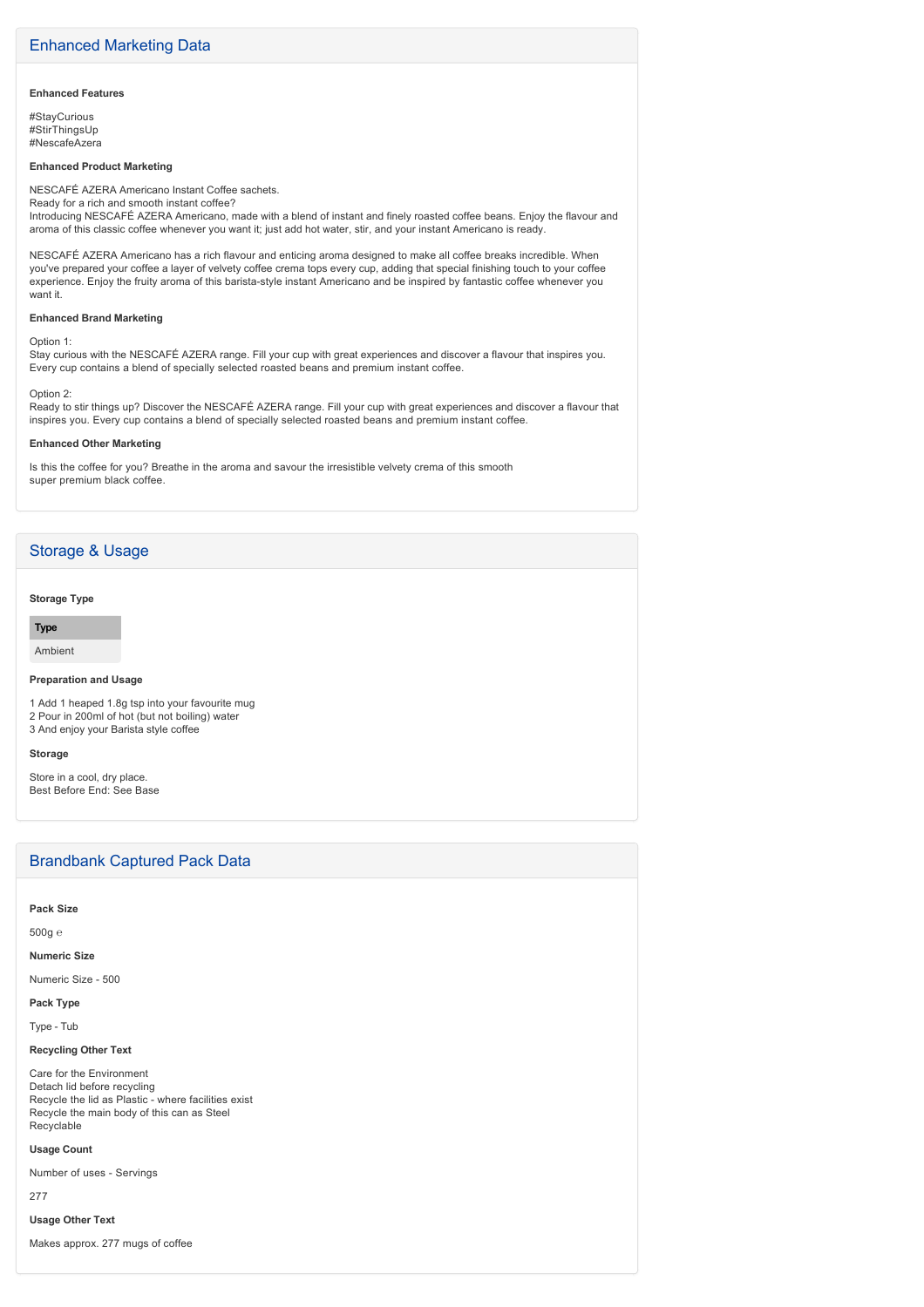## Enhanced Marketing Data

**Enhanced Features**

#StayCurious
#StirThingsUp
#NescafeAzera

**Enhanced Product Marketing**

NESCAFÉ AZERA Americano Instant Coffee sachets.
Ready for a rich and smooth instant coffee?
Introducing NESCAFÉ AZERA Americano, made with a blend of instant and finely roasted coffee beans. Enjoy the flavour and aroma of this classic coffee whenever you want it; just add hot water, stir, and your instant Americano is ready.

NESCAFÉ AZERA Americano has a rich flavour and enticing aroma designed to make all coffee breaks incredible. When you've prepared your coffee a layer of velvety coffee crema tops every cup, adding that special finishing touch to your coffee experience. Enjoy the fruity aroma of this barista-style instant Americano and be inspired by fantastic coffee whenever you want it.

**Enhanced Brand Marketing**

Option 1:
Stay curious with the NESCAFÉ AZERA range. Fill your cup with great experiences and discover a flavour that inspires you. Every cup contains a blend of specially selected roasted beans and premium instant coffee.

Option 2:
Ready to stir things up? Discover the NESCAFÉ AZERA range. Fill your cup with great experiences and discover a flavour that inspires you. Every cup contains a blend of specially selected roasted beans and premium instant coffee.

**Enhanced Other Marketing**

Is this the coffee for you? Breathe in the aroma and savour the irresistible velvety crema of this smooth
super premium black coffee.

## Storage & Usage

**Storage Type**

| Type |
|---|
| Ambient |

**Preparation and Usage**

1 Add 1 heaped 1.8g tsp into your favourite mug
2 Pour in 200ml of hot (but not boiling) water
3 And enjoy your Barista style coffee

**Storage**

Store in a cool, dry place.
Best Before End: See Base

## Brandbank Captured Pack Data

**Pack Size**

500g ℮

**Numeric Size**

Numeric Size - 500

**Pack Type**

Type - Tub

**Recycling Other Text**

Care for the Environment
Detach lid before recycling
Recycle the lid as Plastic - where facilities exist
Recycle the main body of this can as Steel
Recyclable

**Usage Count**

Number of uses - Servings

277

**Usage Other Text**

Makes approx. 277 mugs of coffee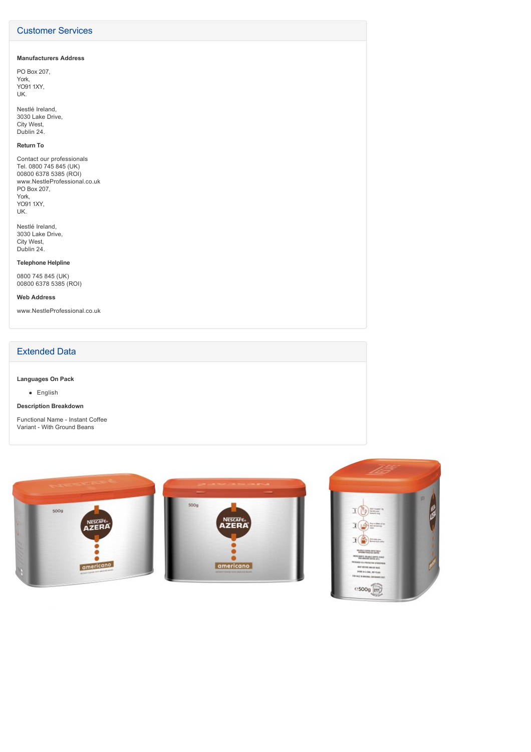## Customer Services

**Manufacturers Address**

PO Box 207,
York,
YO91 1XY,
UK.

Nestlé Ireland,
3030 Lake Drive,
City West,
Dublin 24.

**Return To**

Contact our professionals
Tel. 0800 745 845 (UK)
00800 6378 5385 (ROI)
www.NestleProfessional.co.uk
PO Box 207,
York,
YO91 1XY,
UK.

Nestlé Ireland,
3030 Lake Drive,
City West,
Dublin 24.

**Telephone Helpline**

0800 745 845 (UK)
00800 6378 5385 (ROI)

**Web Address**

www.NestleProfessional.co.uk

## Extended Data

**Languages On Pack**

- English

**Description Breakdown**

Functional Name - Instant Coffee
Variant - With Ground Beans